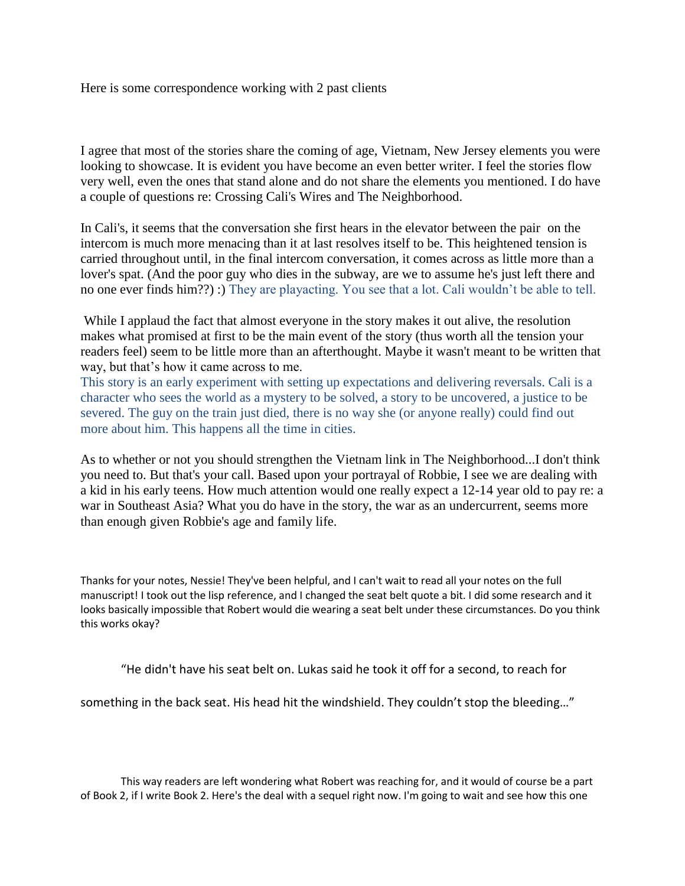Here is some correspondence working with 2 past clients

I agree that most of the stories share the coming of age, Vietnam, New Jersey elements you were looking to showcase. It is evident you have become an even better writer. I feel the stories flow very well, even the ones that stand alone and do not share the elements you mentioned. I do have a couple of questions re: Crossing Cali's Wires and The Neighborhood.

In Cali's, it seems that the conversation she first hears in the elevator between the pair on the intercom is much more menacing than it at last resolves itself to be. This heightened tension is carried throughout until, in the final intercom conversation, it comes across as little more than a lover's spat. (And the poor guy who dies in the subway, are we to assume he's just left there and no one ever finds him??) :) They are playacting. You see that a lot. Cali wouldn't be able to tell.

While I applaud the fact that almost everyone in the story makes it out alive, the resolution makes what promised at first to be the main event of the story (thus worth all the tension your readers feel) seem to be little more than an afterthought. Maybe it wasn't meant to be written that way, but that's how it came across to me.

This story is an early experiment with setting up expectations and delivering reversals. Cali is a character who sees the world as a mystery to be solved, a story to be uncovered, a justice to be severed. The guy on the train just died, there is no way she (or anyone really) could find out more about him. This happens all the time in cities.

As to whether or not you should strengthen the Vietnam link in The Neighborhood...I don't think you need to. But that's your call. Based upon your portrayal of Robbie, I see we are dealing with a kid in his early teens. How much attention would one really expect a 12-14 year old to pay re: a war in Southeast Asia? What you do have in the story, the war as an undercurrent, seems more than enough given Robbie's age and family life.

Thanks for your notes, Nessie! They've been helpful, and I can't wait to read all your notes on the full manuscript! I took out the lisp reference, and I changed the seat belt quote a bit. I did some research and it looks basically impossible that Robert would die wearing a seat belt under these circumstances. Do you think this works okay?

"He didn't have his seat belt on. Lukas said he took it off for a second, to reach for something in the back seat. His head hit the windshield. They couldn't stop the bleeding…"

This way readers are left wondering what Robert was reaching for, and it would of course be a part of Book 2, if I write Book 2. Here's the deal with a sequel right now. I'm going to wait and see how this one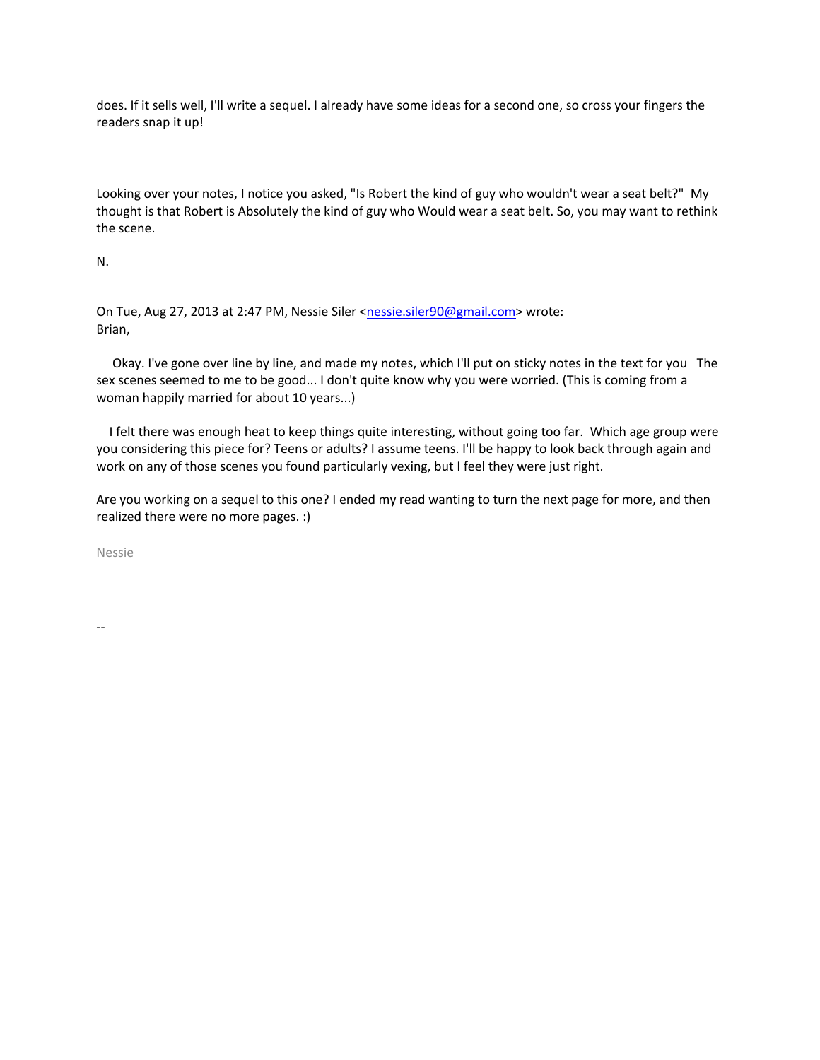does. If it sells well, I'll write a sequel. I already have some ideas for a second one, so cross your fingers the readers snap it up!

Looking over your notes, I notice you asked, "Is Robert the kind of guy who wouldn't wear a seat belt?"  My thought is that Robert is Absolutely the kind of guy who Would wear a seat belt. So, you may want to rethink the scene.

N.

On Tue, Aug 27, 2013 at 2:47 PM, Nessie Siler <nessie.siler90@gmail.com> wrote:
Brian,

Okay. I've gone over line by line, and made my notes, which I'll put on sticky notes in the text for you   The sex scenes seemed to me to be good... I don't quite know why you were worried. (This is coming from a woman happily married for about 10 years...)

I felt there was enough heat to keep things quite interesting, without going too far.  Which age group were you considering this piece for? Teens or adults? I assume teens. I'll be happy to look back through again and work on any of those scenes you found particularly vexing, but I feel they were just right.

Are you working on a sequel to this one? I ended my read wanting to turn the next page for more, and then realized there were no more pages. :)

Nessie

--